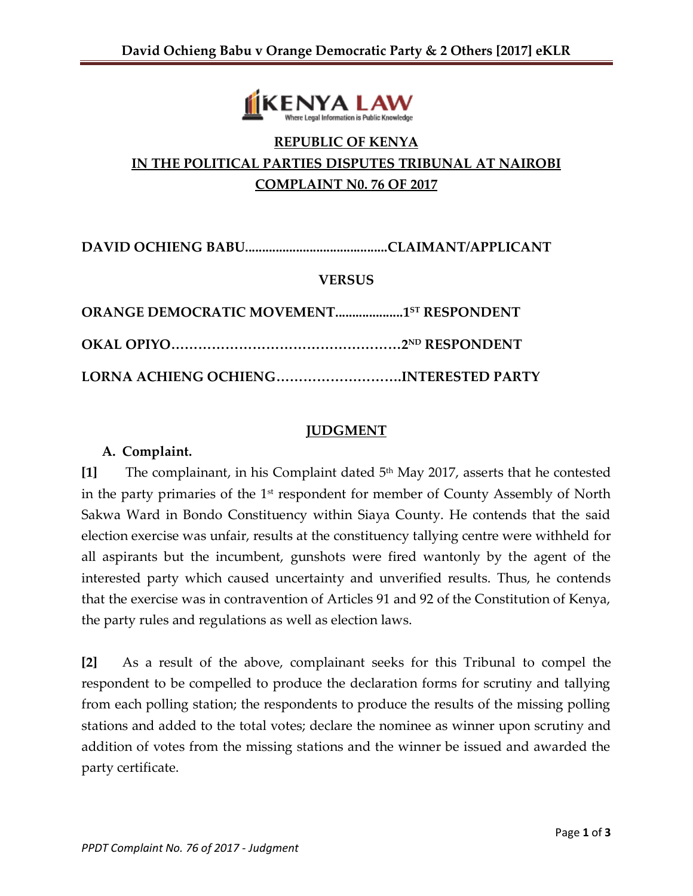**REPUBLIC OF KENYA**

**IN THE POLITICAL PARTIES DISPUTES TRIBUNAL AT NAIROBI**

**COMPLAINT N0. 76 OF 2017**

**DAVID OCHIENG BABU..........................................CLAIMANT/APPLICANT**

**VERSUS**

**ORANGE DEMOCRATIC MOVEMENT....................1ST RESPONDENT**

**OKAL OPIYO……………………………………………2ND RESPONDENT**

**LORNA ACHIENG OCHIENG……………………….INTERESTED PARTY**

## JUDGMENT

### A. Complaint.

**[1]** The complainant, in his Complaint dated 5th May 2017, asserts that he contested in the party primaries of the 1st respondent for member of County Assembly of North Sakwa Ward in Bondo Constituency within Siaya County. He contends that the said election exercise was unfair, results at the constituency tallying centre were withheld for all aspirants but the incumbent, gunshots were fired wantonly by the agent of the interested party which caused uncertainty and unverified results. Thus, he contends that the exercise was in contravention of Articles 91 and 92 of the Constitution of Kenya, the party rules and regulations as well as election laws.

**[2]** As a result of the above, complainant seeks for this Tribunal to compel the respondent to be compelled to produce the declaration forms for scrutiny and tallying from each polling station; the respondents to produce the results of the missing polling stations and added to the total votes; declare the nominee as winner upon scrutiny and addition of votes from the missing stations and the winner be issued and awarded the party certificate.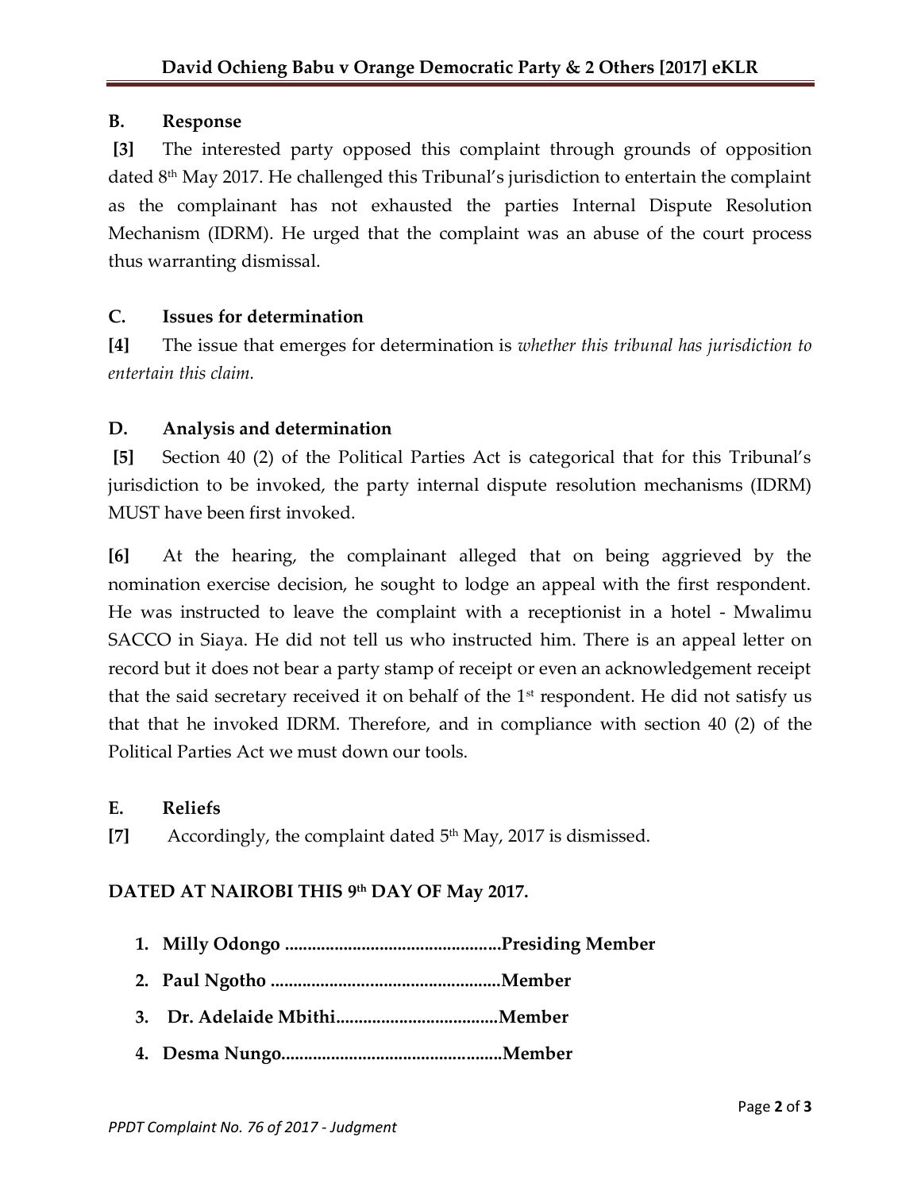### B. Response

**[3]** The interested party opposed this complaint through grounds of opposition dated 8th May 2017. He challenged this Tribunal's jurisdiction to entertain the complaint as the complainant has not exhausted the parties Internal Dispute Resolution Mechanism (IDRM). He urged that the complaint was an abuse of the court process thus warranting dismissal.

### C. Issues for determination

**[4]** The issue that emerges for determination is *whether this tribunal has jurisdiction to entertain this claim.*

### D. Analysis and determination

**[5]** Section 40 (2) of the Political Parties Act is categorical that for this Tribunal's jurisdiction to be invoked, the party internal dispute resolution mechanisms (IDRM) MUST have been first invoked.

**[6]** At the hearing, the complainant alleged that on being aggrieved by the nomination exercise decision, he sought to lodge an appeal with the first respondent. He was instructed to leave the complaint with a receptionist in a hotel - Mwalimu SACCO in Siaya. He did not tell us who instructed him. There is an appeal letter on record but it does not bear a party stamp of receipt or even an acknowledgement receipt that the said secretary received it on behalf of the 1st respondent. He did not satisfy us that that he invoked IDRM. Therefore, and in compliance with section 40 (2) of the Political Parties Act we must down our tools.

### E. Reliefs

**[7]** Accordingly, the complaint dated 5th May, 2017 is dismissed.

**DATED AT NAIROBI THIS 9th DAY OF May 2017.**

1. **Milly Odongo ...............................................Presiding Member**
2. **Paul Ngotho ..................................................Member**
3. **Dr. Adelaide Mbithi...................................Member**
4. **Desma Nungo................................................Member**